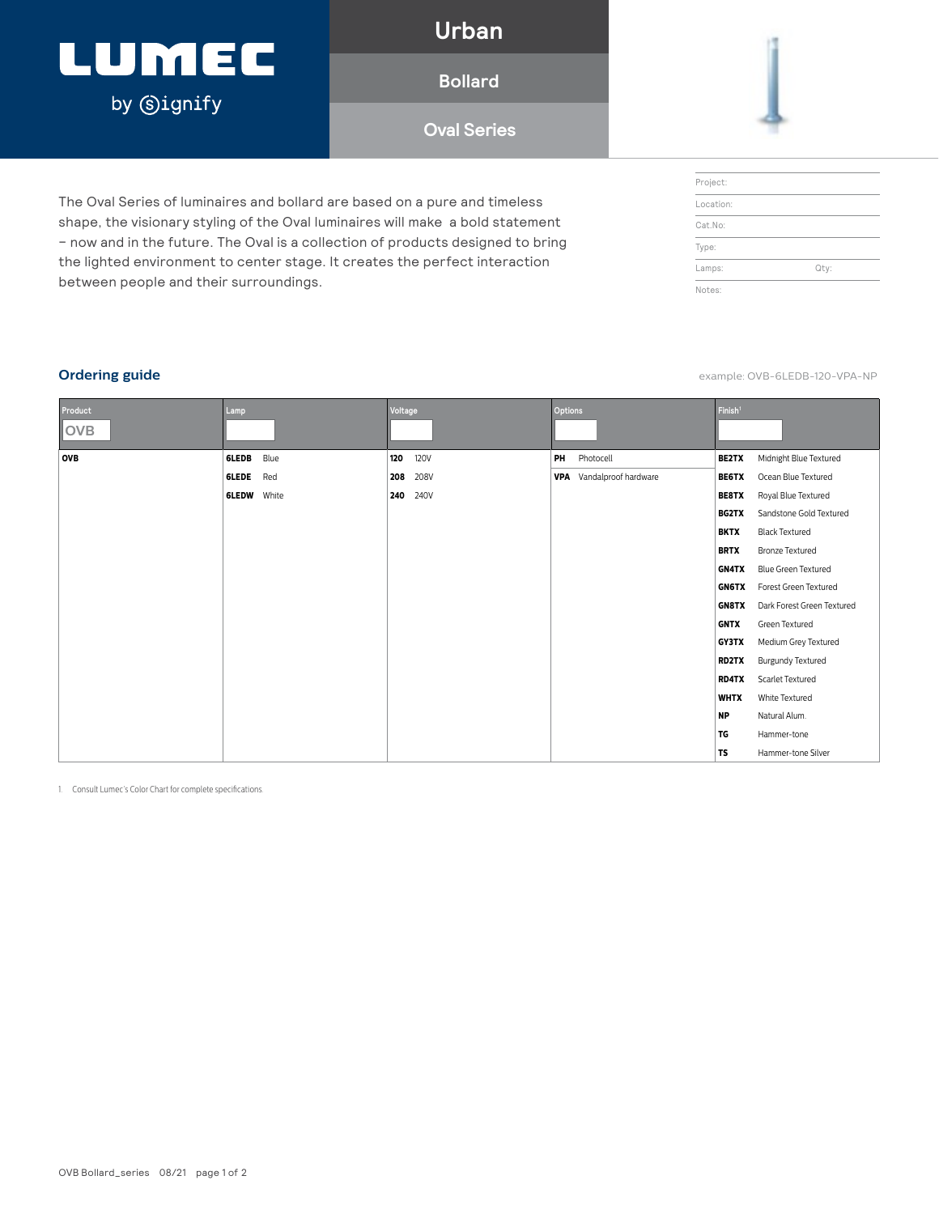# LUMEC by Signify

## Urban

## Bollard

## Oval Series

The Oval Series of luminaires and bollard are based on a pure and timeless shape, the visionary styling of the Oval luminaires will make a bold statement – now and in the future. The Oval is a collection of products designed to bring the lighted environment to center stage. It creates the perfect interaction between people and their surroundings.

| | |
|---|---|
| Project: | |
| Location: | |
| Cat.No: | |
| Type: | |
| Lamps: | Qty: |
| Notes: | |

## Ordering guide

example: OVB-6LEDB-120-VPA-NP

| Product | | Lamp | | Voltage | | Options | | Finish[1] | |
|---|---|---|---|---|---|---|---|---|---|
| OVB | | | | | | | | | |
| **OVB** | | **6LEDB** | Blue | **120** | 120V | **PH** | Photocell | **BE2TX** | Midnight Blue Textured |
| | | **6LEDE** | Red | **208** | 208V | **VPA** | Vandalproof hardware | **BE6TX** | Ocean Blue Textured |
| | | **6LEDW** | White | **240** | 240V | | | **BE8TX** | Royal Blue Textured |
| | | | | | | | | **BG2TX** | Sandstone Gold Textured |
| | | | | | | | | **BKTX** | Black Textured |
| | | | | | | | | **BRTX** | Bronze Textured |
| | | | | | | | | **GN4TX** | Blue Green Textured |
| | | | | | | | | **GN6TX** | Forest Green Textured |
| | | | | | | | | **GN8TX** | Dark Forest Green Textured |
| | | | | | | | | **GNTX** | Green Textured |
| | | | | | | | | **GY3TX** | Medium Grey Textured |
| | | | | | | | | **RD2TX** | Burgundy Textured |
| | | | | | | | | **RD4TX** | Scarlet Textured |
| | | | | | | | | **WHTX** | White Textured |
| | | | | | | | | **NP** | Natural Alum. |
| | | | | | | | | **TG** | Hammer-tone |
| | | | | | | | | **TS** | Hammer-tone Silver |

1. Consult Lumec's Color Chart for complete specifications.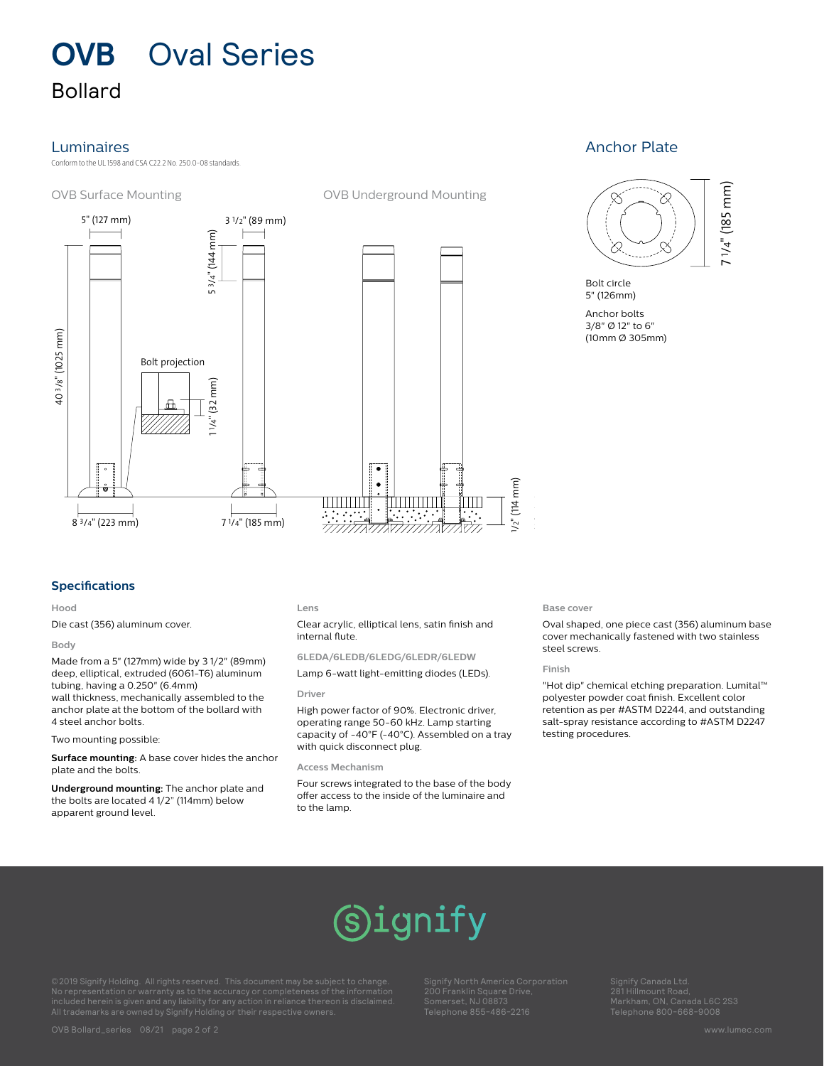# OVB Oval Series

## Bollard

### Luminaires

Conform to the UL 1598 and CSA C22.2 No. 250.0-08 standards.

OVB Surface Mounting

5" (127 mm)

3 1/2" (89 mm)

5 3/4" (144 mm)

40 3/8" (1025 mm)

Bolt projection

1 1/4" (32 mm)

8 3/4" (223 mm)

7 1/4" (185 mm)

OVB Underground Mounting

4 1/2" (114 mm)

### Anchor Plate

7 1/4" (185 mm)

Bolt circle
5" (126mm)

Anchor bolts
3/8" Ø 12" to 6"
(10mm Ø 305mm)

### Specifications

**Hood**

Die cast (356) aluminum cover.

**Body**

Made from a 5" (127mm) wide by 3 1/2" (89mm) deep, elliptical, extruded (6061-T6) aluminum tubing, having a 0.250" (6.4mm) wall thickness, mechanically assembled to the anchor plate at the bottom of the bollard with 4 steel anchor bolts.

Two mounting possible:

**Surface mounting:** A base cover hides the anchor plate and the bolts.

**Underground mounting:** The anchor plate and the bolts are located 4 1/2" (114mm) below apparent ground level.

**Lens**

Clear acrylic, elliptical lens, satin finish and internal flute.

**6LEDA/6LEDB/6LEDG/6LEDR/6LEDW**

Lamp 6-watt light-emitting diodes (LEDs).

**Driver**

High power factor of 90%. Electronic driver, operating range 50-60 kHz. Lamp starting capacity of -40°F (-40°C). Assembled on a tray with quick disconnect plug.

**Access Mechanism**

Four screws integrated to the base of the body offer access to the inside of the luminaire and to the lamp.

**Base cover**

Oval shaped, one piece cast (356) aluminum base cover mechanically fastened with two stainless steel screws.

**Finish**

"Hot dip" chemical etching preparation. Lumital™ polyester powder coat finish. Excellent color retention as per #ASTM D2244, and outstanding salt-spray resistance according to #ASTM D2247 testing procedures.

signify

© 2019 Signify Holding. All rights reserved. This document may be subject to change. No representation or warranty as to the accuracy or completeness of the information included herein is given and any liability for any action in reliance thereon is disclaimed. All trademarks are owned by Signify Holding or their respective owners.

Signify North America Corporation
200 Franklin Square Drive,
Somerset, NJ 08873
Telephone 855-486-2216

Signify Canada Ltd.
281 Hillmount Road,
Markham, ON, Canada L6C 2S3
Telephone 800-668-9008

OVB Bollard_series 08/21

www.lumec.com